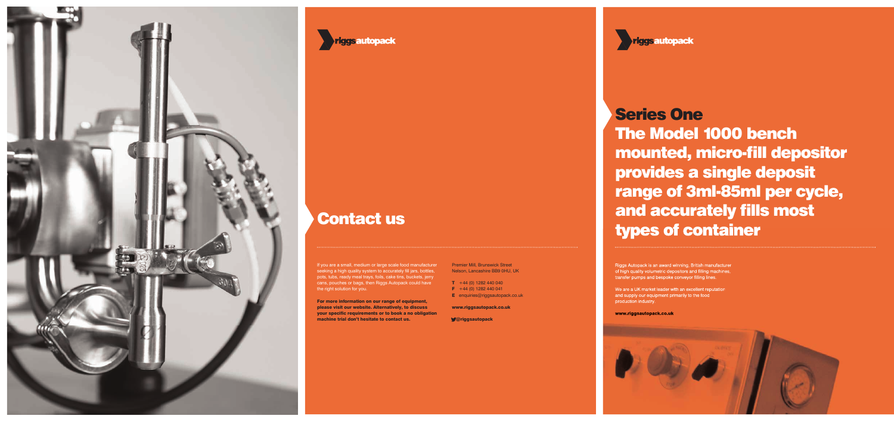riggsautopack

## Contact us

If you are a small, medium or large scale food manufacturer seeking a high quality system to accurately fill jars, bottles, pots, tubs, ready meal trays, foils, cake tins, buckets, jerry cans, pouches or bags, then Riggs Autopack could have the right solution for you.

**For more information on our range of equipment, please visit our website. Alternatively, to discuss your specific requirements or to book a no obligation machine trial don't hesitate to contact us.**

Premier Mill, Brunswick Street
Nelson, Lancashire BB9 0HU, UK

**T** +44 (0) 1282 440 040
**F** +44 (0) 1282 440 041
**E** enquiries@riggsautopack.co.uk

**www.riggsautopack.co.uk**

**@riggsautopack**

riggsautopack

# Series One

# The Model 1000 bench mounted, micro-fill depositor provides a single deposit range of 3ml-85ml per cycle, and accurately fills most types of container

Riggs Autopack is an award winning, British manufacturer of high quality volumetric depositors and filling machines, transfer pumps and bespoke conveyor filling lines.

We are a UK market leader with an excellent reputation and supply our equipment primarily to the food production industry.

**www.riggsautopack.co.uk**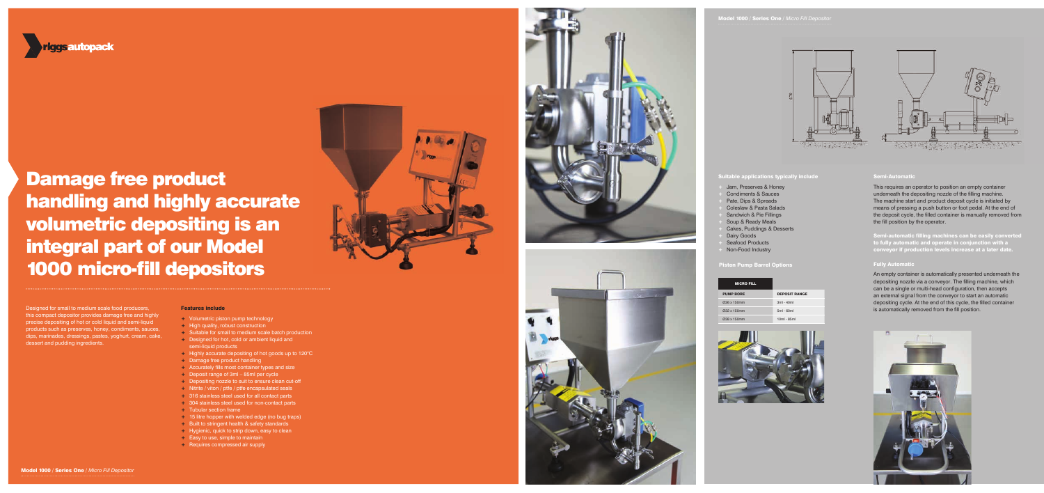# Damage free product handling and highly accurate volumetric depositing is an integral part of our Model 1000 micro-fill depositors

Designed for small to medium scale food producers, this compact depositor provides damage free and highly precise depositing of hot or cold liquid and semi-liquid products such as preserves, honey, condiments, sauces, dips, marinades, dressings, pastes, yoghurt, cream, cake, dessert and pudding ingredients.

### Features include

- + Volumetric piston pump technology
- + High quality, robust construction
- + Suitable for small to medium scale batch production
- + Designed for hot, cold or ambient liquid and semi-liquid products
- + Highly accurate depositing of hot goods up to 120°C
- + Damage free product handling
- + Accurately fills most container types and size
- + Deposit range of 3ml – 85ml per cycle
- + Depositing nozzle to suit to ensure clean cut-off
- + Nitrile / viton / ptfe / ptfe encapsulated seals
- + 316 stainless steel used for all contact parts
- + 304 stainless steel used for non-contact parts
- + Tubular section frame
- + 15 litre hopper with welded edge (no bug traps)
- + Built to stringent health & safety standards
- + Hygienic, quick to strip down, easy to clean
- + Easy to use, simple to maintain
- + Requires compressed air supply

**Model 1000** / **Series One** / *Micro Fill Depositor*

### Suitable applications typically include

- + Jam, Preserves & Honey
- + Condiments & Sauces
- + Pate, Dips & Spreads
- + Coleslaw & Pasta Salads
- + Sandwich & Pie Fillings
- + Soup & Ready Meals
- + Cakes, Puddings & Desserts
- + Dairy Goods
- + Seafood Products
- + Non-Food Industry

### Piston Pump Barrel Options

| MICRO FILL | |
|---|---|
| **PUMP BORE** | **DEPOSIT RANGE** |
| Ø26 x 150mm | 3ml - 40ml |
| Ø32 x 150mm | 5ml - 60ml |
| Ø38 x 150mm | 10ml - 85ml |

### Semi-Automatic

This requires an operator to position an empty container underneath the depositing nozzle of the filling machine. The machine start and product deposit cycle is initiated by means of pressing a push button or foot pedal. At the end of the deposit cycle, the filled container is manually removed from the fill position by the operator.

**Semi-automatic filling machines can be easily converted to fully automatic and operate in conjunction with a conveyor if production levels increase at a later date.**

### Fully Automatic

An empty container is automatically presented underneath the depositing nozzle via a conveyor. The filling machine, which can be a single or multi-head configuration, then accepts an external signal from the conveyor to start an automatic depositing cycle. At the end of this cycle, the filled container is automatically removed from the fill position.